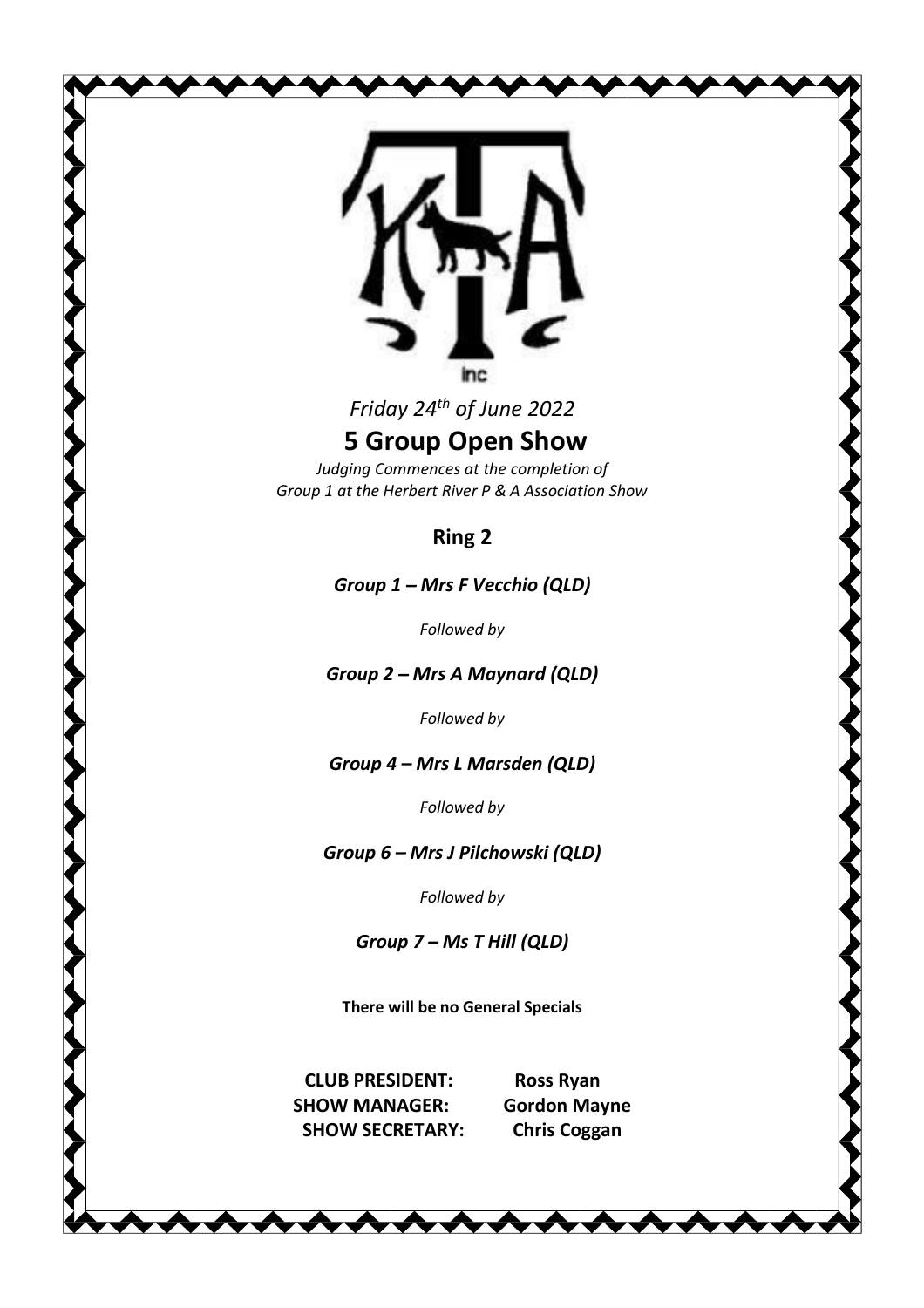inc

*Friday 24th of June 2022*

# 5 Group Open Show

*Judging Commences at the completion of Group 1 at the Herbert River P & A Association Show*

## Ring 2

***Group 1 – Mrs F Vecchio (QLD)***

*Followed by*

***Group 2 – Mrs A Maynard (QLD)***

*Followed by*

***Group 4 – Mrs L Marsden (QLD)***

*Followed by*

***Group 6 – Mrs J Pilchowski (QLD)***

*Followed by*

***Group 7 – Ms T Hill (QLD)***

**There will be no General Specials**

**CLUB PRESIDENT:** **Ross Ryan**
**SHOW MANAGER:** **Gordon Mayne**
**SHOW SECRETARY:** **Chris Coggan**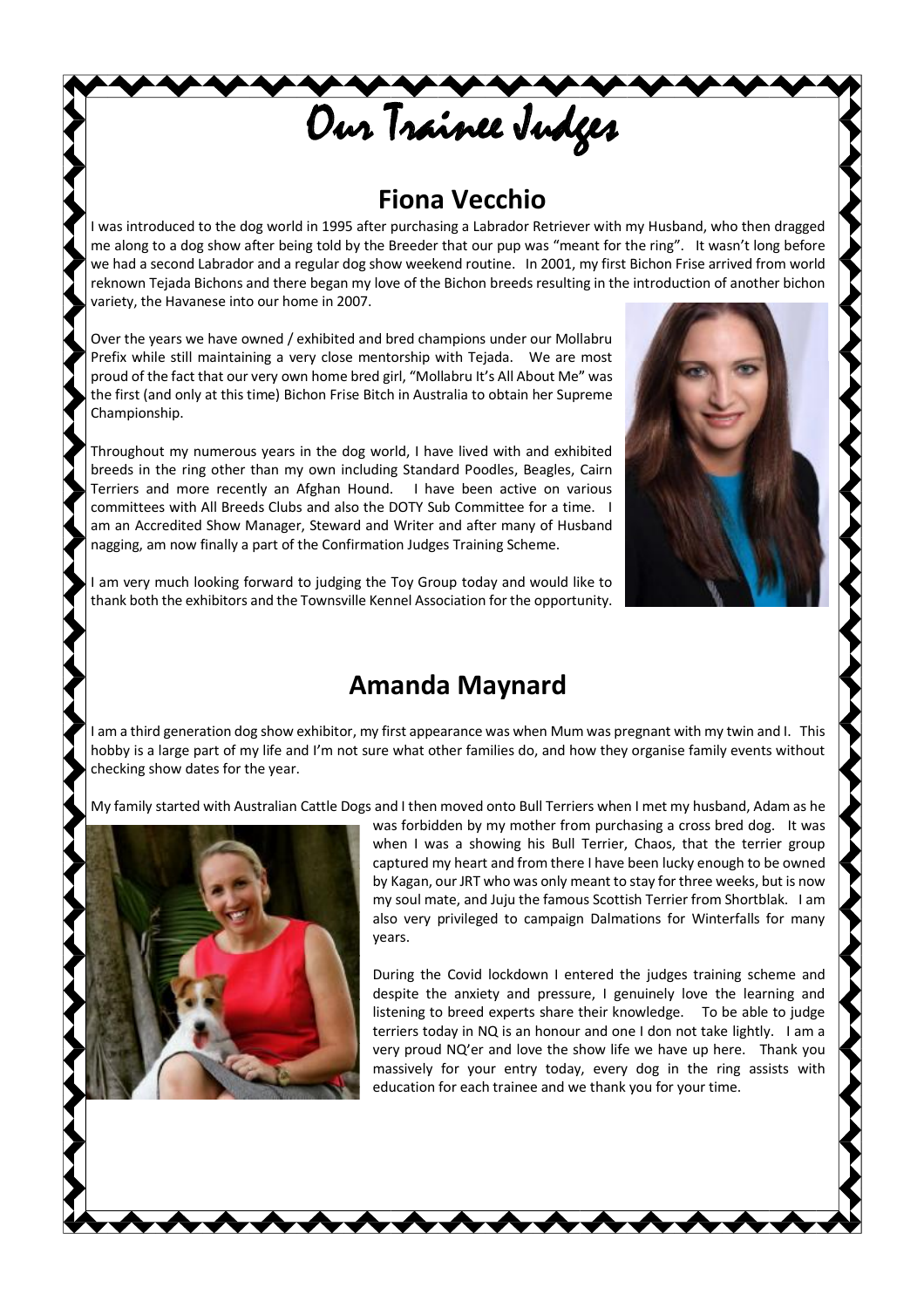// Our Trainee Judges

## Fiona Vecchio

I was introduced to the dog world in 1995 after purchasing a Labrador Retriever with my Husband, who then dragged me along to a dog show after being told by the Breeder that our pup was "meant for the ring". It wasn't long before we had a second Labrador and a regular dog show weekend routine. In 2001, my first Bichon Frise arrived from world reknown Tejada Bichons and there began my love of the Bichon breeds resulting in the introduction of another bichon variety, the Havanese into our home in 2007.

Over the years we have owned / exhibited and bred champions under our Mollabru Prefix while still maintaining a very close mentorship with Tejada. We are most proud of the fact that our very own home bred girl, "Mollabru It's All About Me" was the first (and only at this time) Bichon Frise Bitch in Australia to obtain her Supreme Championship.

Throughout my numerous years in the dog world, I have lived with and exhibited breeds in the ring other than my own including Standard Poodles, Beagles, Cairn Terriers and more recently an Afghan Hound. I have been active on various committees with All Breeds Clubs and also the DOTY Sub Committee for a time. I am an Accredited Show Manager, Steward and Writer and after many of Husband nagging, am now finally a part of the Confirmation Judges Training Scheme.

I am very much looking forward to judging the Toy Group today and would like to thank both the exhibitors and the Townsville Kennel Association for the opportunity.

## Amanda Maynard

I am a third generation dog show exhibitor, my first appearance was when Mum was pregnant with my twin and I. This hobby is a large part of my life and I'm not sure what other families do, and how they organise family events without checking show dates for the year.

My family started with Australian Cattle Dogs and I then moved onto Bull Terriers when I met my husband, Adam as he was forbidden by my mother from purchasing a cross bred dog. It was when I was a showing his Bull Terrier, Chaos, that the terrier group captured my heart and from there I have been lucky enough to be owned by Kagan, our JRT who was only meant to stay for three weeks, but is now my soul mate, and Juju the famous Scottish Terrier from Shortblak. I am also very privileged to campaign Dalmations for Winterfalls for many years.

During the Covid lockdown I entered the judges training scheme and despite the anxiety and pressure, I genuinely love the learning and listening to breed experts share their knowledge. To be able to judge terriers today in NQ is an honour and one I don not take lightly. I am a very proud NQ'er and love the show life we have up here. Thank you massively for your entry today, every dog in the ring assists with education for each trainee and we thank you for your time.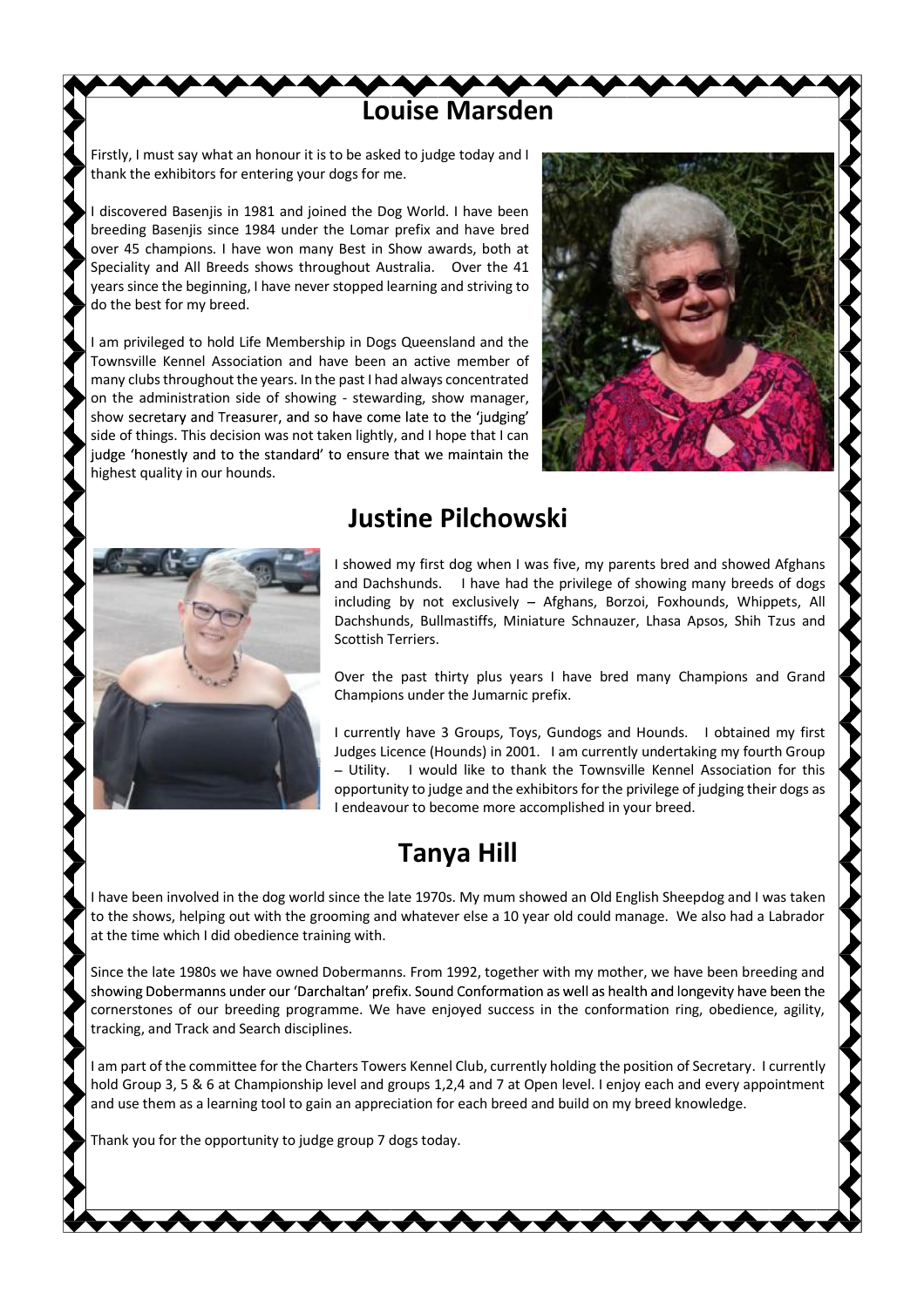## Louise Marsden

Firstly, I must say what an honour it is to be asked to judge today and I thank the exhibitors for entering your dogs for me.

I discovered Basenjis in 1981 and joined the Dog World. I have been breeding Basenjis since 1984 under the Lomar prefix and have bred over 45 champions. I have won many Best in Show awards, both at Speciality and All Breeds shows throughout Australia. Over the 41 years since the beginning, I have never stopped learning and striving to do the best for my breed.

I am privileged to hold Life Membership in Dogs Queensland and the Townsville Kennel Association and have been an active member of many clubs throughout the years. In the past I had always concentrated on the administration side of showing - stewarding, show manager, show secretary and Treasurer, and so have come late to the 'judging' side of things. This decision was not taken lightly, and I hope that I can judge 'honestly and to the standard' to ensure that we maintain the highest quality in our hounds.

## Justine Pilchowski

I showed my first dog when I was five, my parents bred and showed Afghans and Dachshunds. I have had the privilege of showing many breeds of dogs including by not exclusively – Afghans, Borzoi, Foxhounds, Whippets, All Dachshunds, Bullmastiffs, Miniature Schnauzer, Lhasa Apsos, Shih Tzus and Scottish Terriers.

Over the past thirty plus years I have bred many Champions and Grand Champions under the Jumarnic prefix.

I currently have 3 Groups, Toys, Gundogs and Hounds. I obtained my first Judges Licence (Hounds) in 2001. I am currently undertaking my fourth Group – Utility. I would like to thank the Townsville Kennel Association for this opportunity to judge and the exhibitors for the privilege of judging their dogs as I endeavour to become more accomplished in your breed.

## Tanya Hill

I have been involved in the dog world since the late 1970s. My mum showed an Old English Sheepdog and I was taken to the shows, helping out with the grooming and whatever else a 10 year old could manage. We also had a Labrador at the time which I did obedience training with.

Since the late 1980s we have owned Dobermanns. From 1992, together with my mother, we have been breeding and showing Dobermanns under our 'Darchaltan' prefix. Sound Conformation as well as health and longevity have been the cornerstones of our breeding programme. We have enjoyed success in the conformation ring, obedience, agility, tracking, and Track and Search disciplines.

I am part of the committee for the Charters Towers Kennel Club, currently holding the position of Secretary. I currently hold Group 3, 5 & 6 at Championship level and groups 1,2,4 and 7 at Open level. I enjoy each and every appointment and use them as a learning tool to gain an appreciation for each breed and build on my breed knowledge.

Thank you for the opportunity to judge group 7 dogs today.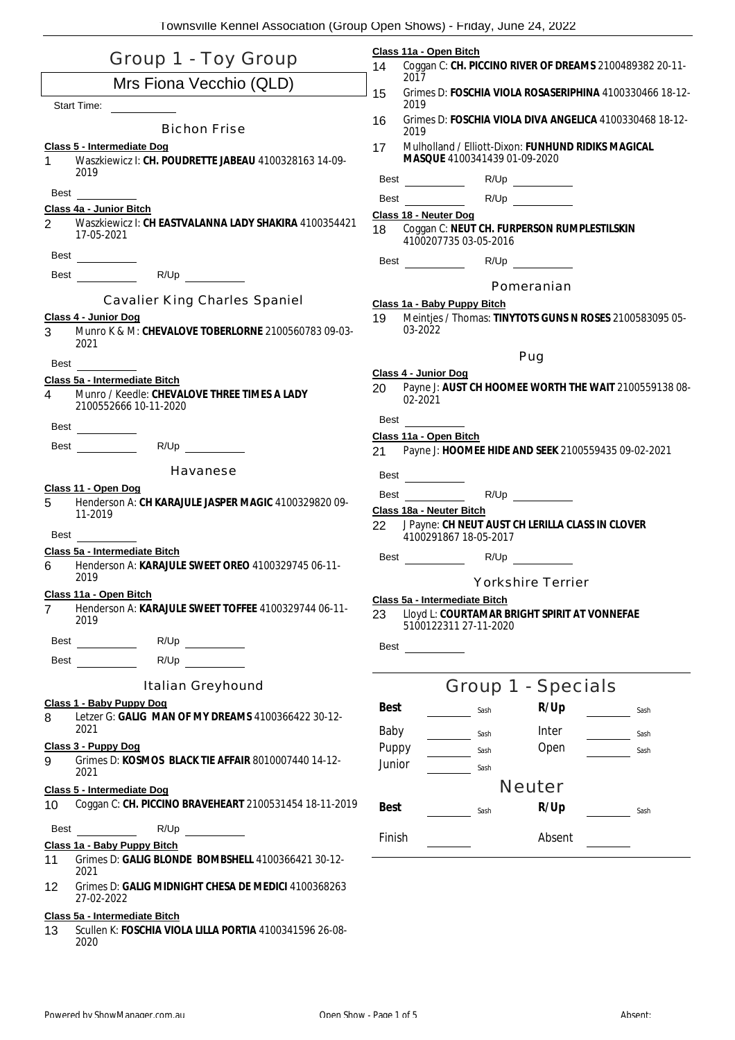# Group 1 - Toy Group

## Mrs Fiona Vecchio (QLD)

Start Time:

### Bichon Frise

**Class 5 - Intermediate Dog**

1 Waszkiewicz I: **CH. POUDRETTE JABEAU** 4100328163 14-09-2019

Best

**Class 4a - Junior Bitch**

2 Waszkiewicz I: **CH EASTVALANNA LADY SHAKIRA** 4100354421 17-05-2021

Best

Best R/Up

### Cavalier King Charles Spaniel

**Class 4 - Junior Dog**

3 Munro K & M: **CHEVALOVE TOBERLORNE** 2100560783 09-03-2021

Best

**Class 5a - Intermediate Bitch**

4 Munro / Keedle: **CHEVALOVE THREE TIMES A LADY** 2100552666 10-11-2020

Best

Best R/Up

### Havanese

**Class 11 - Open Dog**

5 Henderson A: **CH KARAJULE JASPER MAGIC** 4100329820 09-11-2019

Best

**Class 5a - Intermediate Bitch**

6 Henderson A: **KARAJULE SWEET OREO** 4100329745 06-11-2019

**Class 11a - Open Bitch**

7 Henderson A: **KARAJULE SWEET TOFFEE** 4100329744 06-11-2019

Best R/Up

Best R/Up

### Italian Greyhound

**Class 1 - Baby Puppy Dog**

8 Letzer G: **GALIG MAN OF MY DREAMS** 4100366422 30-12-2021

**Class 3 - Puppy Dog**

9 Grimes D: **KOSMOS BLACK TIE AFFAIR** 8010007440 14-12-2021

**Class 5 - Intermediate Dog**

10 Coggan C: **CH. PICCINO BRAVEHEART** 2100531454 18-11-2019

Best R/Up

**Class 1a - Baby Puppy Bitch**

11 Grimes D: **GALIG BLONDE BOMBSHELL** 4100366421 30-12-2021

12 Grimes D: **GALIG MIDNIGHT CHESA DE MEDICI** 4100368263 27-02-2022

**Class 5a - Intermediate Bitch**

13 Scullen K: **FOSCHIA VIOLA LILLA PORTIA** 4100341596 26-08-2020

**Class 11a - Open Bitch**

14 Coggan C: **CH. PICCINO RIVER OF DREAMS** 2100489382 20-11-2017

15 Grimes D: **FOSCHIA VIOLA ROSASERIPHINA** 4100330466 18-12-2019

16 Grimes D: **FOSCHIA VIOLA DIVA ANGELICA** 4100330468 18-12-2019

17 Mulholland / Elliott-Dixon: **FUNHUND RIDIKS MAGICAL MASQUE** 4100341439 01-09-2020

Best R/Up

Best R/Up

**Class 18 - Neuter Dog**

18 Coggan C: **NEUT CH. FURPERSON RUMPLESTILSKIN** 4100207735 03-05-2016

Best R/Up

### Pomeranian

**Class 1a - Baby Puppy Bitch**

19 Meintjes / Thomas: **TINYTOTS GUNS N ROSES** 2100583095 05-03-2022

### Pug

**Class 4 - Junior Dog**

20 Payne J: **AUST CH HOOMEE WORTH THE WAIT** 2100559138 08-02-2021

Best

**Class 11a - Open Bitch**

21 Payne J: **HOOMEE HIDE AND SEEK** 2100559435 09-02-2021

Best

Best R/Up

**Class 18a - Neuter Bitch**

22 J Payne: **CH NEUT AUST CH LERILLA CLASS IN CLOVER** 4100291867 18-05-2017

Best R/Up

### Yorkshire Terrier

**Class 5a - Intermediate Bitch**

23 Lloyd L: **COURTAMAR BRIGHT SPIRIT AT VONNEFAE** 5100122311 27-11-2020

Best

# Group 1 - Specials

| | | | | | |
|---|---|---|---|---|---|
| **Best** | | Sash | **R/Up** | | Sash |
| Baby | | Sash | Inter | | Sash |
| Puppy | | Sash | Open | | Sash |
| Junior | | Sash | | | |

## Neuter

| | | | | | |
|---|---|---|---|---|---|
| **Best** | | Sash | **R/Up** | | Sash |

Finish Absent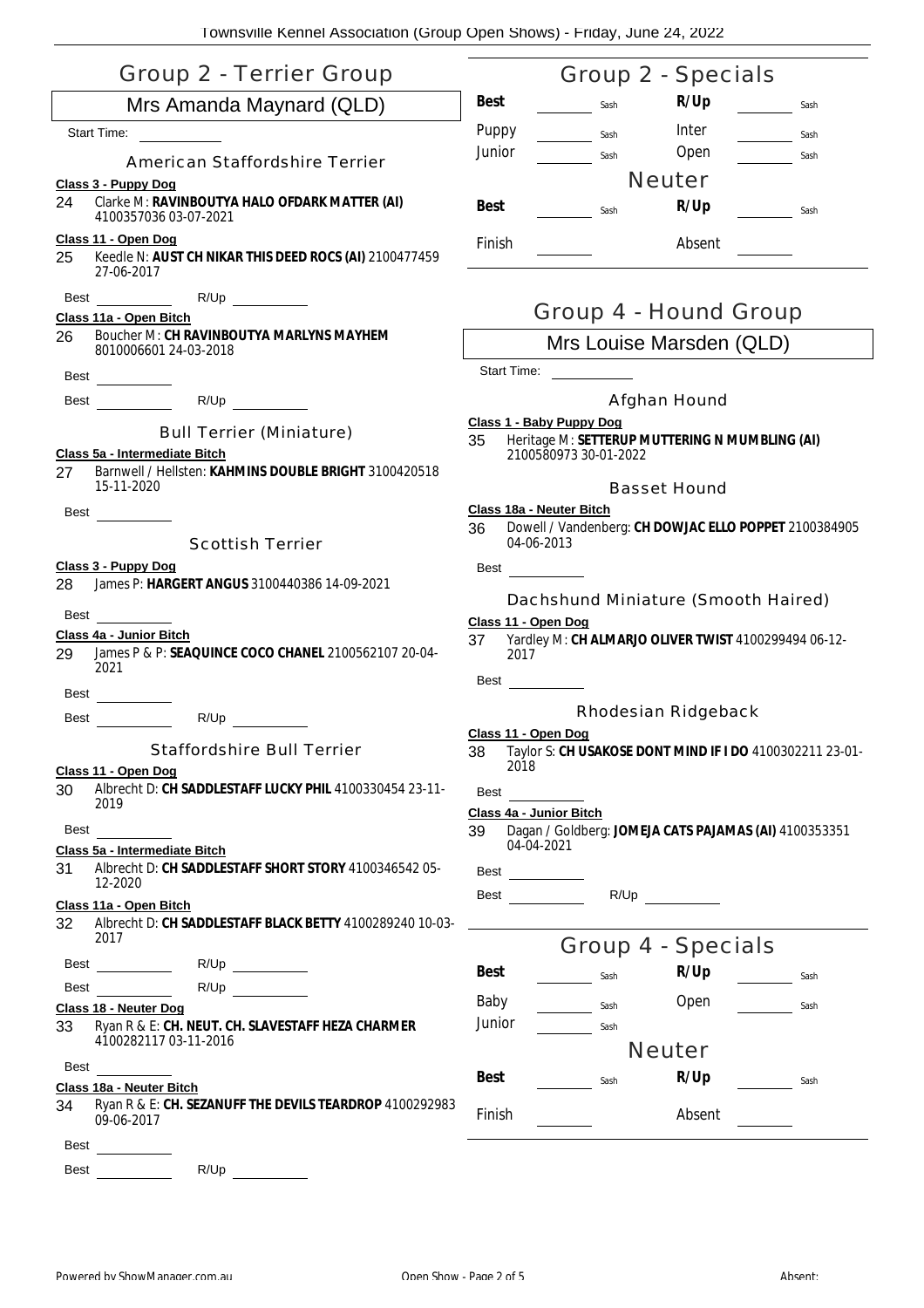# Group 2 - Terrier Group

## Mrs Amanda Maynard (QLD)

Start Time: \_\_\_\_\_\_\_\_\_\_

### American Staffordshire Terrier

**Class 3 - Puppy Dog**

24 Clarke M: **RAVINBOUTYA HALO OFDARK MATTER (AI)** 4100357036 03-07-2021

**Class 11 - Open Dog**

25 Keedle N: **AUST CH NIKAR THIS DEED ROCS (AI)** 2100477459 27-06-2017

Best \_\_\_\_\_\_\_\_\_\_ R/Up \_\_\_\_\_\_\_\_\_\_

**Class 11a - Open Bitch**

26 Boucher M: **CH RAVINBOUTYA MARLYNS MAYHEM** 8010006601 24-03-2018

Best \_\_\_\_\_\_\_\_\_\_

Best \_\_\_\_\_\_\_\_\_\_ R/Up \_\_\_\_\_\_\_\_\_\_

### Bull Terrier (Miniature)

**Class 5a - Intermediate Bitch**

27 Barnwell / Hellsten: **KAHMINS DOUBLE BRIGHT** 3100420518 15-11-2020

Best \_\_\_\_\_\_\_\_\_\_

### Scottish Terrier

**Class 3 - Puppy Dog**

28 James P: **HARGERT ANGUS** 3100440386 14-09-2021

Best \_\_\_\_\_\_\_\_\_\_

**Class 4a - Junior Bitch**

29 James P & P: **SEAQUINCE COCO CHANEL** 2100562107 20-04-2021

Best \_\_\_\_\_\_\_\_\_\_

Best \_\_\_\_\_\_\_\_\_\_ R/Up \_\_\_\_\_\_\_\_\_\_

### Staffordshire Bull Terrier

**Class 11 - Open Dog**

30 Albrecht D: **CH SADDLESTAFF LUCKY PHIL** 4100330454 23-11-2019

Best \_\_\_\_\_\_\_\_\_\_

**Class 5a - Intermediate Bitch**

31 Albrecht D: **CH SADDLESTAFF SHORT STORY** 4100346542 05-12-2020

**Class 11a - Open Bitch**

32 Albrecht D: **CH SADDLESTAFF BLACK BETTY** 4100289240 10-03-2017

Best \_\_\_\_\_\_\_\_\_\_ R/Up \_\_\_\_\_\_\_\_\_\_

Best \_\_\_\_\_\_\_\_\_\_ R/Up \_\_\_\_\_\_\_\_\_\_

**Class 18 - Neuter Dog**

33 Ryan R & E: **CH. NEUT. CH. SLAVESTAFF HEZA CHARMER** 4100282117 03-11-2016

Best \_\_\_\_\_\_\_\_\_\_

**Class 18a - Neuter Bitch**

34 Ryan R & E: **CH. SEZANUFF THE DEVILS TEARDROP** 4100292983 09-06-2017

Best \_\_\_\_\_\_\_\_\_\_

Best \_\_\_\_\_\_\_\_\_\_ R/Up \_\_\_\_\_\_\_\_\_\_

# Group 2 - Specials

| | | | |
|---|---|---|---|
| **Best** | \_\_\_\_ Sash | **R/Up** | \_\_\_\_ Sash |
| Puppy | \_\_\_\_ Sash | Inter | \_\_\_\_ Sash |
| Junior | \_\_\_\_ Sash | Open | \_\_\_\_ Sash |

### Neuter

| | | | |
|---|---|---|---|
| **Best** | \_\_\_\_ Sash | **R/Up** | \_\_\_\_ Sash |
| Finish | \_\_\_\_ | Absent | \_\_\_\_ |

# Group 4 - Hound Group

## Mrs Louise Marsden (QLD)

Start Time: \_\_\_\_\_\_\_\_\_\_

### Afghan Hound

**Class 1 - Baby Puppy Dog**

35 Heritage M: **SETTERUP MUTTERING N MUMBLING (AI)** 2100580973 30-01-2022

### Basset Hound

**Class 18a - Neuter Bitch**

36 Dowell / Vandenberg: **CH DOWJAC ELLO POPPET** 2100384905 04-06-2013

Best \_\_\_\_\_\_\_\_\_\_

### Dachshund Miniature (Smooth Haired)

**Class 11 - Open Dog**

37 Yardley M: **CH ALMARJO OLIVER TWIST** 4100299494 06-12-2017

Best \_\_\_\_\_\_\_\_\_\_

### Rhodesian Ridgeback

**Class 11 - Open Dog**

38 Taylor S: **CH USAKOSE DONT MIND IF I DO** 4100302211 23-01-2018

Best \_\_\_\_\_\_\_\_\_\_

**Class 4a - Junior Bitch**

39 Dagan / Goldberg: **JOMEJA CATS PAJAMAS (AI)** 4100353351 04-04-2021

Best \_\_\_\_\_\_\_\_\_\_

Best \_\_\_\_\_\_\_\_\_\_ R/Up \_\_\_\_\_\_\_\_\_\_

# Group 4 - Specials

| | | | |
|---|---|---|---|
| **Best** | \_\_\_\_ Sash | **R/Up** | \_\_\_\_ Sash |
| Baby | \_\_\_\_ Sash | Open | \_\_\_\_ Sash |
| Junior | \_\_\_\_ Sash | | |

### Neuter

| | | | |
|---|---|---|---|
| **Best** | \_\_\_\_ Sash | **R/Up** | \_\_\_\_ Sash |
| Finish | \_\_\_\_ | Absent | \_\_\_\_ |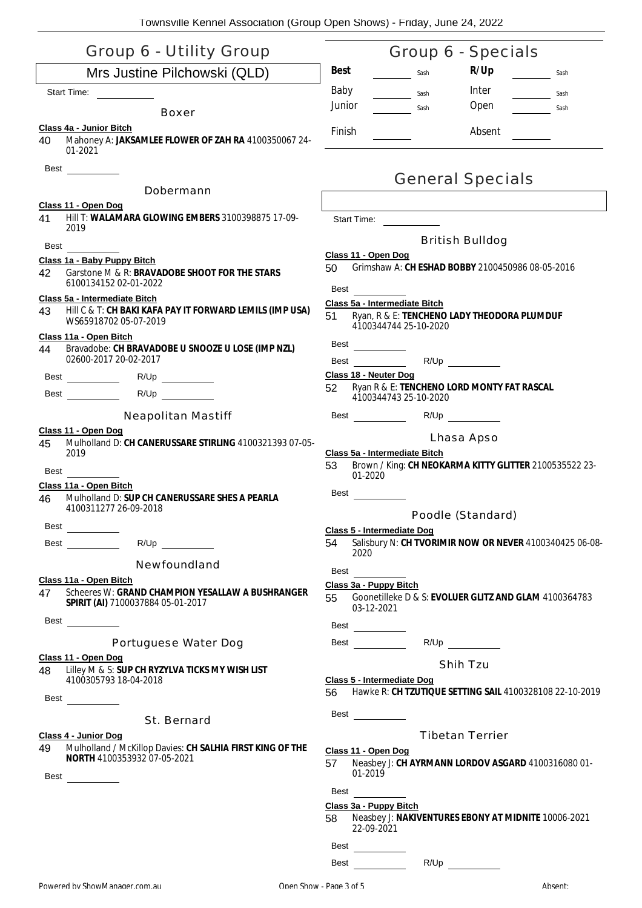# Group 6 - Utility Group

## Mrs Justine Pilchowski (QLD)

Start Time: \_\_\_\_\_\_\_\_

### Boxer

**Class 4a - Junior Bitch**

40 Mahoney A: **JAKSAMLEE FLOWER OF ZAH RA** 4100350067 24-01-2021

Best \_\_\_\_\_\_\_\_

### Dobermann

**Class 11 - Open Dog**

41 Hill T: **WALAMARA GLOWING EMBERS** 3100398875 17-09-2019

Best \_\_\_\_\_\_\_\_

**Class 1a - Baby Puppy Bitch**

42 Garstone M & R: **BRAVADOBE SHOOT FOR THE STARS** 6100134152 02-01-2022

**Class 5a - Intermediate Bitch**

43 Hill C & T: **CH BAKI KAFA PAY IT FORWARD LEMILS (IMP USA)** WS65918702 05-07-2019

**Class 11a - Open Bitch**

44 Bravadobe: **CH BRAVADOBE U SNOOZE U LOSE (IMP NZL)** 02600-2017 20-02-2017

Best \_\_\_\_\_\_\_\_ R/Up \_\_\_\_\_\_\_\_

Best \_\_\_\_\_\_\_\_ R/Up \_\_\_\_\_\_\_\_

### Neapolitan Mastiff

**Class 11 - Open Dog**

45 Mulholland D: **CH CANERUSSARE STIRLING** 4100321393 07-05-2019

Best \_\_\_\_\_\_\_\_

**Class 11a - Open Bitch**

46 Mulholland D: **SUP CH CANERUSSARE SHES A PEARLA** 4100311277 26-09-2018

Best \_\_\_\_\_\_\_\_

Best \_\_\_\_\_\_\_\_ R/Up \_\_\_\_\_\_\_\_

### Newfoundland

**Class 11a - Open Bitch**

47 Scheeres W: **GRAND CHAMPION YESALLAW A BUSHRANGER SPIRIT (AI)** 7100037884 05-01-2017

Best \_\_\_\_\_\_\_\_

### Portuguese Water Dog

**Class 11 - Open Dog**

48 Lilley M & S: **SUP CH RYZYLVA TICKS MY WISH LIST** 4100305793 18-04-2018

Best \_\_\_\_\_\_\_\_

### St. Bernard

**Class 4 - Junior Dog**

49 Mulholland / McKillop Davies: **CH SALHIA FIRST KING OF THE NORTH** 4100353932 07-05-2021

Best \_\_\_\_\_\_\_\_

# Group 6 - Specials

| | | | | | |
|---|---|---|---|---|---|
| **Best** | \_\_\_\_ | Sash | **R/Up** | \_\_\_\_ | Sash |
| Baby | \_\_\_\_ | Sash | Inter | \_\_\_\_ | Sash |
| Junior | \_\_\_\_ | Sash | Open | \_\_\_\_ | Sash |
| Finish | \_\_\_\_ | | Absent | \_\_\_\_ | |

# General Specials

Start Time: \_\_\_\_\_\_\_\_

### British Bulldog

**Class 11 - Open Dog**

50 Grimshaw A: **CH ESHAD BOBBY** 2100450986 08-05-2016

Best \_\_\_\_\_\_\_\_

**Class 5a - Intermediate Bitch**

51 Ryan, R & E: **TENCHENO LADY THEODORA PLUMDUF** 4100344744 25-10-2020

Best \_\_\_\_\_\_\_\_

Best \_\_\_\_\_\_\_\_ R/Up \_\_\_\_\_\_\_\_

**Class 18 - Neuter Dog**

52 Ryan R & E: **TENCHENO LORD MONTY FAT RASCAL** 4100344743 25-10-2020

Best \_\_\_\_\_\_\_\_ R/Up \_\_\_\_\_\_\_\_

### Lhasa Apso

**Class 5a - Intermediate Bitch**

53 Brown / King: **CH NEOKARMA KITTY GLITTER** 2100535522 23-01-2020

Best \_\_\_\_\_\_\_\_

### Poodle (Standard)

**Class 5 - Intermediate Dog**

54 Salisbury N: **CH TVORIMIR NOW OR NEVER** 4100340425 06-08-2020

Best \_\_\_\_\_\_\_\_

**Class 3a - Puppy Bitch**

55 Goonetilleke D & S: **EVOLUER GLITZ AND GLAM** 4100364783 03-12-2021

Best \_\_\_\_\_\_\_\_

Best \_\_\_\_\_\_\_\_ R/Up \_\_\_\_\_\_\_\_

### Shih Tzu

**Class 5 - Intermediate Dog**

56 Hawke R: **CH TZUTIQUE SETTING SAIL** 4100328108 22-10-2019

Best \_\_\_\_\_\_\_\_

### Tibetan Terrier

**Class 11 - Open Dog**

57 Neasbey J: **CH AYRMANN LORDOV ASGARD** 4100316080 01-01-2019

Best \_\_\_\_\_\_\_\_

**Class 3a - Puppy Bitch**

58 Neasbey J: **NAKIVENTURES EBONY AT MIDNITE** 10006-2021 22-09-2021

Best \_\_\_\_\_\_\_\_

Best \_\_\_\_\_\_\_\_ R/Up \_\_\_\_\_\_\_\_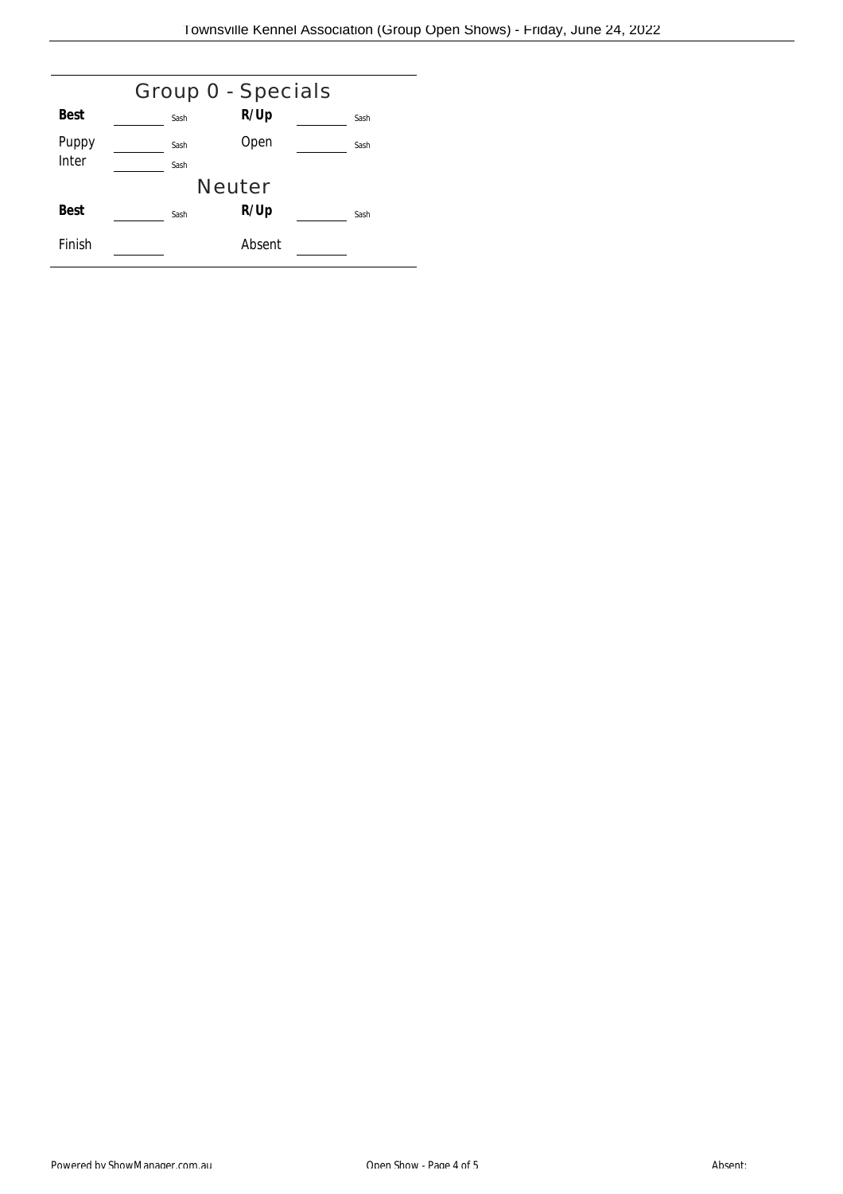## Group 0 - Specials

| | | | | | |
|---|---|---|---|---|---|
| **Best** | ______ | Sash | **R/Up** | ______ | Sash |
| Puppy | ______ | Sash | Open | ______ | Sash |
| Inter | ______ | Sash | | | |

## Neuter

| | | | | | |
|---|---|---|---|---|---|
| **Best** | ______ | Sash | **R/Up** | ______ | Sash |
| Finish | ______ | | Absent | ______ | |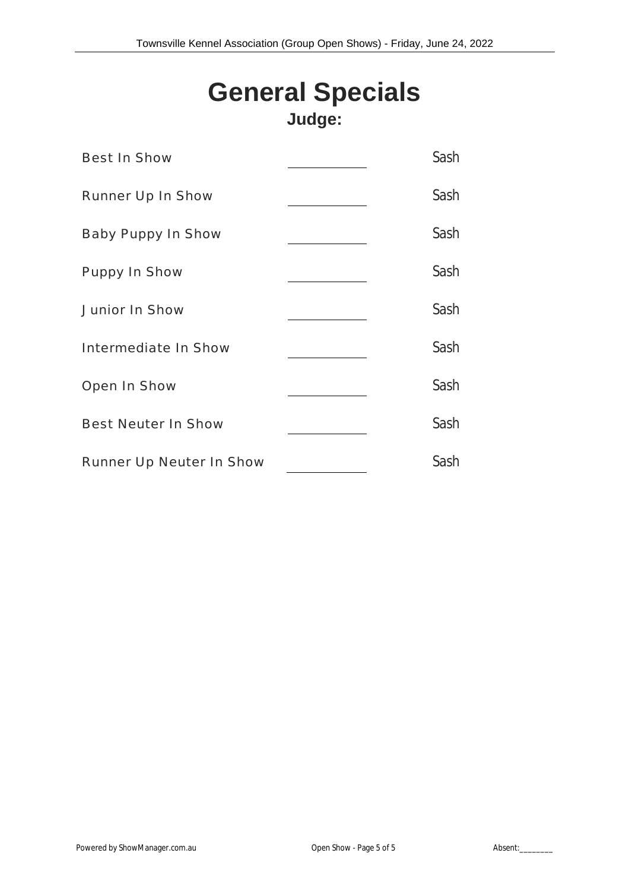# General Specials

## Judge:

| | | |
|---|---|---|
| Best In Show | ________ | Sash |
| Runner Up In Show | ________ | Sash |
| Baby Puppy In Show | ________ | Sash |
| Puppy In Show | ________ | Sash |
| Junior In Show | ________ | Sash |
| Intermediate In Show | ________ | Sash |
| Open In Show | ________ | Sash |
| Best Neuter In Show | ________ | Sash |
| Runner Up Neuter In Show | ________ | Sash |

Absent:________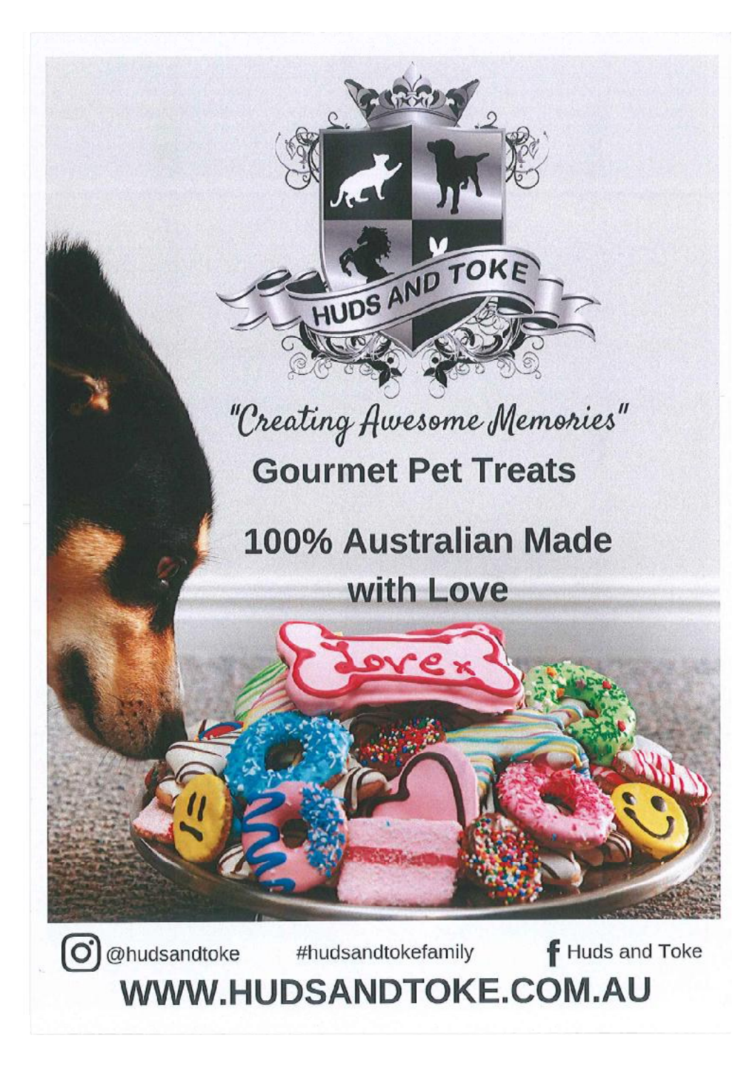HUDS AND TOKE

*"Creating Awesome Memories"*

**Gourmet Pet Treats**

**100% Australian Made with Love**

@hudsandtoke #hudsandtokefamily Huds and Toke

**WWW.HUDSANDTOKE.COM.AU**